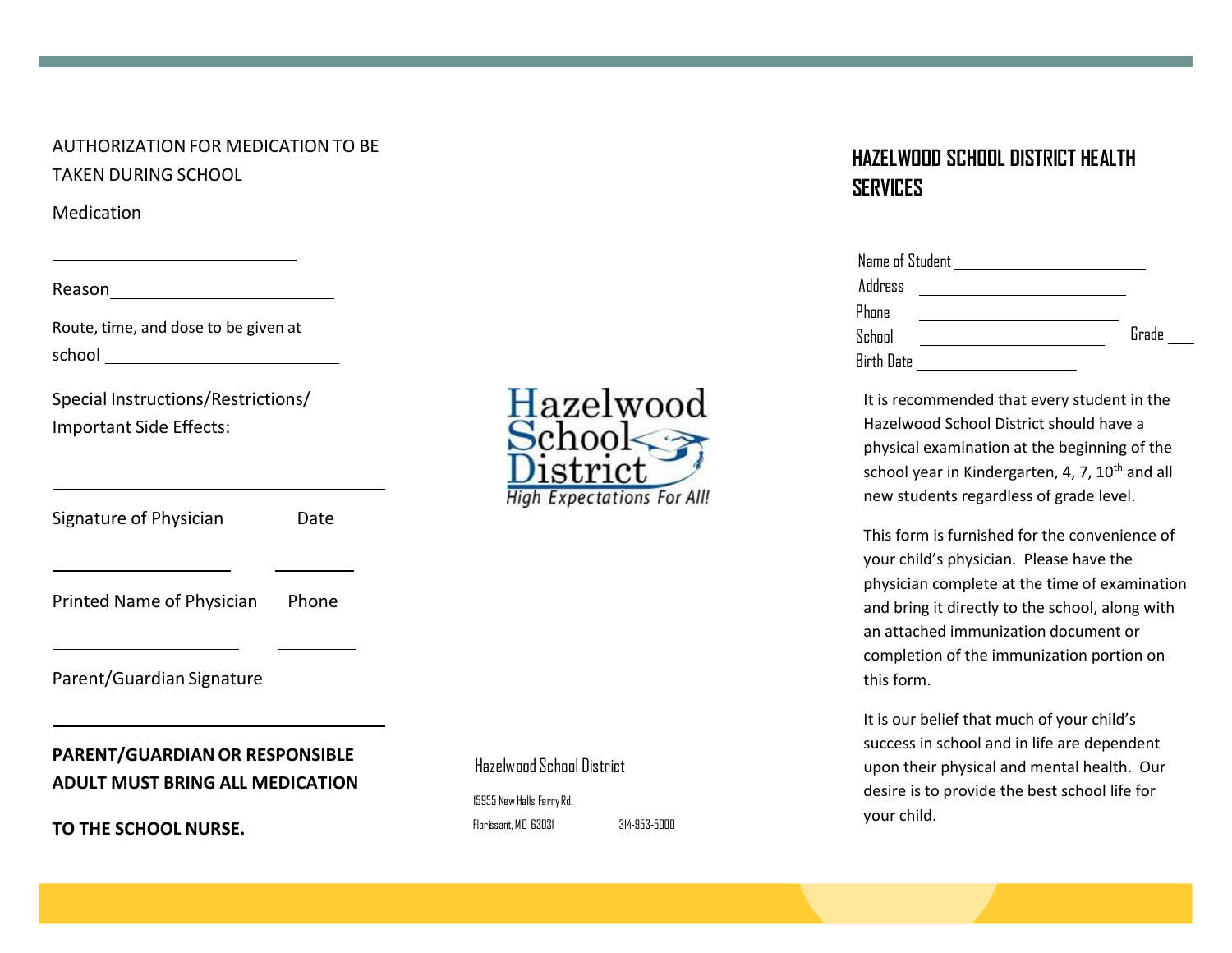AUTHORIZATION FOR MEDICATION TO BE TAKEN DURING SCHOOL

Medication

______________________

Reason______________________

Route, time, and dose to be given at school ______________________

Special Instructions/Restrictions/ Important Side Effects:

______________________

Signature of Physician Date

______________________ __________

Printed Name of Physician Phone

______________________ __________

Parent/Guardian Signature

______________________

**PARENT/GUARDIAN OR RESPONSIBLE ADULT MUST BRING ALL MEDICATION**

**TO THE SCHOOL NURSE.**

Hazelwood School District

*High Expectations For All!*

Hazelwood School District

15955 New Halls Ferry Rd.

Florissant, MO 63031 314-953-5000

# HAZELWOOD SCHOOL DISTRICT HEALTH SERVICES

Name of Student ______________________

Address ______________________

Phone ______________________

School ______________________ Grade ____

Birth Date ______________________

It is recommended that every student in the Hazelwood School District should have a physical examination at the beginning of the school year in Kindergarten, 4, 7, 10th and all new students regardless of grade level.

This form is furnished for the convenience of your child's physician. Please have the physician complete at the time of examination and bring it directly to the school, along with an attached immunization document or completion of the immunization portion on this form.

It is our belief that much of your child's success in school and in life are dependent upon their physical and mental health. Our desire is to provide the best school life for your child.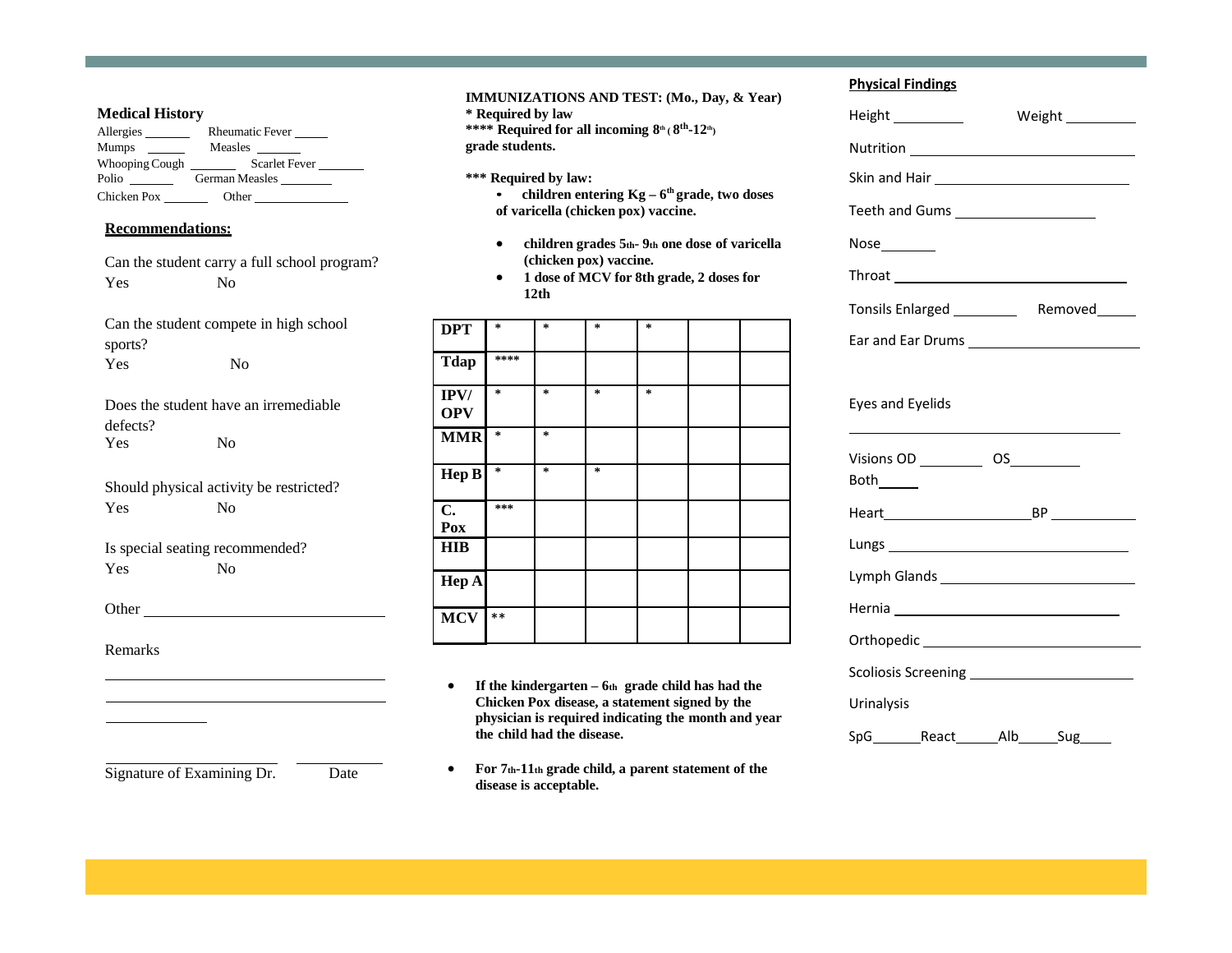## Medical History

Allergies _______ Rheumatic Fever _____
Mumps ______ Measles _______
Whooping Cough _______ Scarlet Fever _______
Polio _______ German Measles ________
Chicken Pox _______ Other ______________

### Recommendations:

Can the student carry a full school program?
Yes No

Can the student compete in high school sports?
Yes No

Does the student have an irremediable defects?
Yes No

Should physical activity be restricted?
Yes No

Is special seating recommended?
Yes No

Other ________________________________

Remarks

______________________________________

______________________________________

_____________

______________________ ___________
Signature of Examining Dr. Date

**IMMUNIZATIONS AND TEST: (Mo., Day, & Year)**
**\* Required by law**
**\*\*\*\* Required for all incoming 8th (8th-12th) grade students.**

**\*\*\* Required by law:**

- **children entering Kg – 6th grade, two doses of varicella (chicken pox) vaccine.**
- **children grades 5th- 9th one dose of varicella (chicken pox) vaccine.**
- **1 dose of MCV for 8th grade, 2 doses for 12th**

| | | | | | | |
|---|---|---|---|---|---|---|
| **DPT** | * | * | * | * | | |
| **Tdap** | **** | | | | | |
| **IPV/ OPV** | * | * | * | * | | |
| **MMR** | * | * | | | | |
| **Hep B** | * | * | * | | | |
| **C. Pox** | *** | | | | | |
| **HIB** | | | | | | |
| **Hep A** | | | | | | |
| **MCV** | ** | | | | | |

- **If the kindergarten – 6th grade child has had the Chicken Pox disease, a statement signed by the physician is required indicating the month and year the child had the disease.**
- **For 7th-11th grade child, a parent statement of the disease is acceptable.**

## Physical Findings

Height _________ Weight _________

Nutrition ____________________________

Skin and Hair ________________________

Teeth and Gums __________________

Nose_______

Throat ______________________________

Tonsils Enlarged ________ Removed_____

Ear and Ear Drums _____________________

Eyes and Eyelids

___________________________________

Visions OD ________ OS_________
Both_____

Heart___________________BP ___________

Lungs _______________________________

Lymph Glands ________________________

Hernia ____________________________

Orthopedic ___________________________

Scoliosis Screening _____________________

Urinalysis

SpG______React______Alb_____Sug____